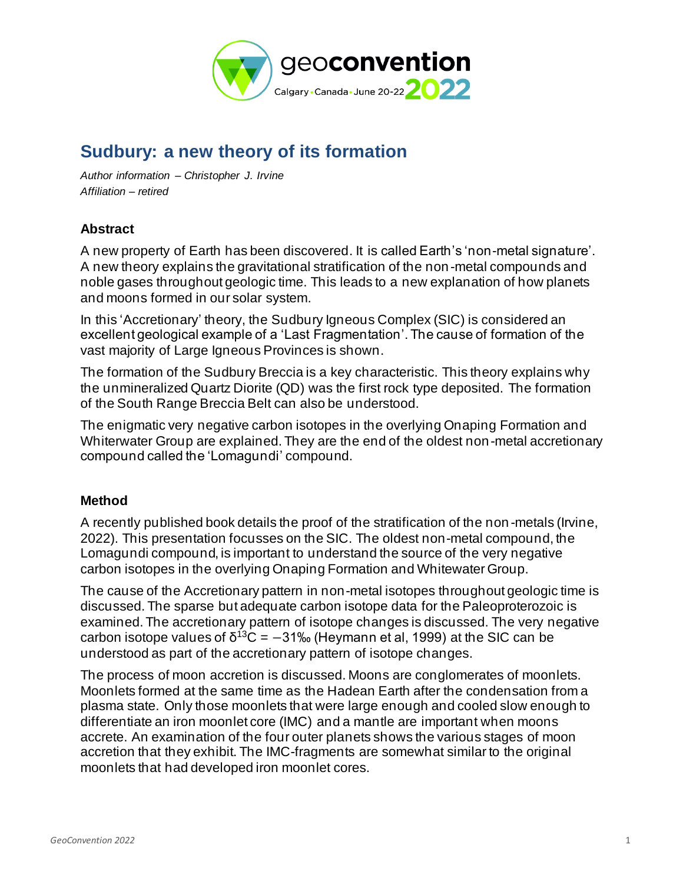# Sudbury: a new theory of its formation

*Author information – Christopher J. Irvine*
*Affiliation – retired*

### Abstract

A new property of Earth has been discovered. It is called Earth's 'non-metal signature'. A new theory explains the gravitational stratification of the non-metal compounds and noble gases throughout geologic time. This leads to a new explanation of how planets and moons formed in our solar system.

In this 'Accretionary' theory, the Sudbury Igneous Complex (SIC) is considered an excellent geological example of a 'Last Fragmentation'. The cause of formation of the vast majority of Large Igneous Provinces is shown.

The formation of the Sudbury Breccia is a key characteristic. This theory explains why the unmineralized Quartz Diorite (QD) was the first rock type deposited. The formation of the South Range Breccia Belt can also be understood.

The enigmatic very negative carbon isotopes in the overlying Onaping Formation and Whiterwater Group are explained. They are the end of the oldest non-metal accretionary compound called the 'Lomagundi' compound.

### Method

A recently published book details the proof of the stratification of the non-metals (Irvine, 2022). This presentation focusses on the SIC. The oldest non-metal compound, the Lomagundi compound, is important to understand the source of the very negative carbon isotopes in the overlying Onaping Formation and Whitewater Group.

The cause of the Accretionary pattern in non-metal isotopes throughout geologic time is discussed. The sparse but adequate carbon isotope data for the Paleoproterozoic is examined. The accretionary pattern of isotope changes is discussed. The very negative carbon isotope values of $\delta^{13}C = -31‰$ (Heymann et al, 1999) at the SIC can be understood as part of the accretionary pattern of isotope changes.

The process of moon accretion is discussed. Moons are conglomerates of moonlets. Moonlets formed at the same time as the Hadean Earth after the condensation from a plasma state. Only those moonlets that were large enough and cooled slow enough to differentiate an iron moonlet core (IMC) and a mantle are important when moons accrete. An examination of the four outer planets shows the various stages of moon accretion that they exhibit. The IMC-fragments are somewhat similar to the original moonlets that had developed iron moonlet cores.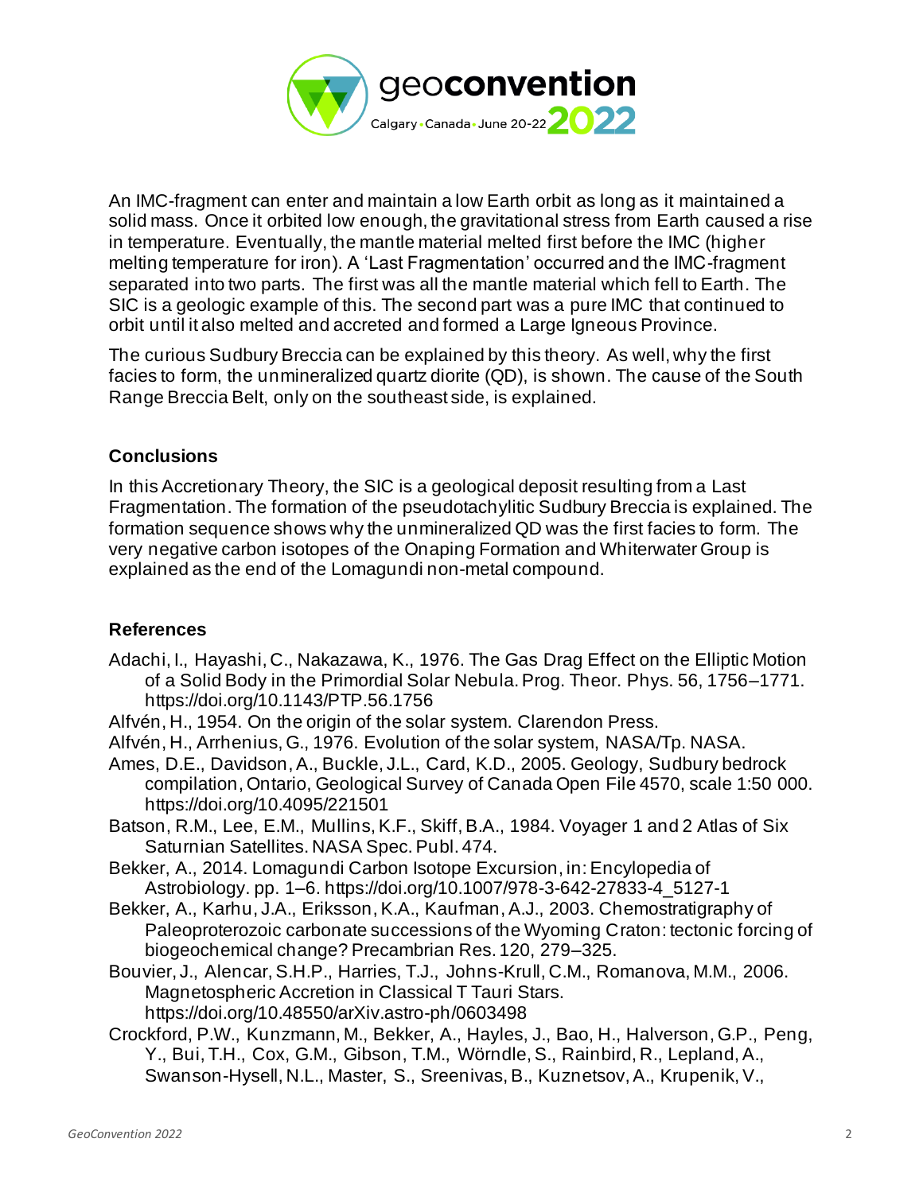An IMC-fragment can enter and maintain a low Earth orbit as long as it maintained a solid mass. Once it orbited low enough, the gravitational stress from Earth caused a rise in temperature. Eventually, the mantle material melted first before the IMC (higher melting temperature for iron). A 'Last Fragmentation' occurred and the IMC-fragment separated into two parts. The first was all the mantle material which fell to Earth. The SIC is a geologic example of this. The second part was a pure IMC that continued to orbit until it also melted and accreted and formed a Large Igneous Province.

The curious Sudbury Breccia can be explained by this theory. As well, why the first facies to form, the unmineralized quartz diorite (QD), is shown. The cause of the South Range Breccia Belt, only on the southeast side, is explained.

## Conclusions

In this Accretionary Theory, the SIC is a geological deposit resulting from a Last Fragmentation. The formation of the pseudotachylitic Sudbury Breccia is explained. The formation sequence shows why the unmineralized QD was the first facies to form. The very negative carbon isotopes of the Onaping Formation and Whiterwater Group is explained as the end of the Lomagundi non-metal compound.

## References

Adachi, I., Hayashi, C., Nakazawa, K., 1976. The Gas Drag Effect on the Elliptic Motion of a Solid Body in the Primordial Solar Nebula. Prog. Theor. Phys. 56, 1756–1771. https://doi.org/10.1143/PTP.56.1756

Alfvén, H., 1954. On the origin of the solar system. Clarendon Press.

Alfvén, H., Arrhenius, G., 1976. Evolution of the solar system, NASA/Tp. NASA.

Ames, D.E., Davidson, A., Buckle, J.L., Card, K.D., 2005. Geology, Sudbury bedrock compilation, Ontario, Geological Survey of Canada Open File 4570, scale 1:50 000. https://doi.org/10.4095/221501

Batson, R.M., Lee, E.M., Mullins, K.F., Skiff, B.A., 1984. Voyager 1 and 2 Atlas of Six Saturnian Satellites. NASA Spec. Publ. 474.

Bekker, A., 2014. Lomagundi Carbon Isotope Excursion, in: Encylopedia of Astrobiology. pp. 1–6. https://doi.org/10.1007/978-3-642-27833-4_5127-1

Bekker, A., Karhu, J.A., Eriksson, K.A., Kaufman, A.J., 2003. Chemostratigraphy of Paleoproterozoic carbonate successions of the Wyoming Craton: tectonic forcing of biogeochemical change? Precambrian Res. 120, 279–325.

Bouvier, J., Alencar, S.H.P., Harries, T.J., Johns-Krull, C.M., Romanova, M.M., 2006. Magnetospheric Accretion in Classical T Tauri Stars. https://doi.org/10.48550/arXiv.astro-ph/0603498

Crockford, P.W., Kunzmann, M., Bekker, A., Hayles, J., Bao, H., Halverson, G.P., Peng, Y., Bui, T.H., Cox, G.M., Gibson, T.M., Wörndle, S., Rainbird, R., Lepland, A., Swanson-Hysell, N.L., Master, S., Sreenivas, B., Kuznetsov, A., Krupenik, V.,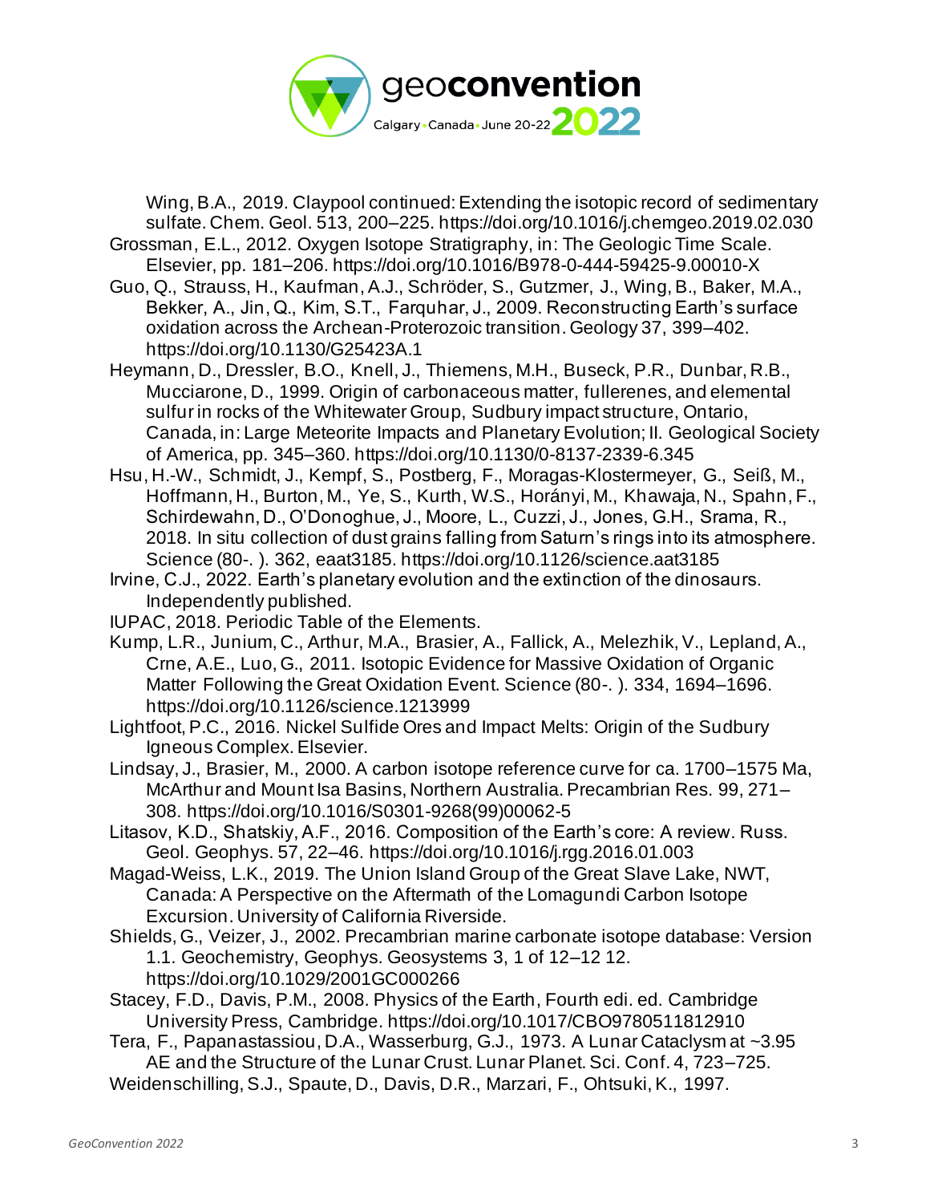Wing, B.A., 2019. Claypool continued: Extending the isotopic record of sedimentary sulfate. Chem. Geol. 513, 200–225. https://doi.org/10.1016/j.chemgeo.2019.02.030

Grossman, E.L., 2012. Oxygen Isotope Stratigraphy, in: The Geologic Time Scale. Elsevier, pp. 181–206. https://doi.org/10.1016/B978-0-444-59425-9.00010-X

Guo, Q., Strauss, H., Kaufman, A.J., Schröder, S., Gutzmer, J., Wing, B., Baker, M.A., Bekker, A., Jin, Q., Kim, S.T., Farquhar, J., 2009. Reconstructing Earth's surface oxidation across the Archean-Proterozoic transition. Geology 37, 399–402. https://doi.org/10.1130/G25423A.1

Heymann, D., Dressler, B.O., Knell, J., Thiemens, M.H., Buseck, P.R., Dunbar, R.B., Mucciarone, D., 1999. Origin of carbonaceous matter, fullerenes, and elemental sulfur in rocks of the Whitewater Group, Sudbury impact structure, Ontario, Canada, in: Large Meteorite Impacts and Planetary Evolution; II. Geological Society of America, pp. 345–360. https://doi.org/10.1130/0-8137-2339-6.345

Hsu, H.-W., Schmidt, J., Kempf, S., Postberg, F., Moragas-Klostermeyer, G., Seiß, M., Hoffmann, H., Burton, M., Ye, S., Kurth, W.S., Horányi, M., Khawaja, N., Spahn, F., Schirdewahn, D., O'Donoghue, J., Moore, L., Cuzzi, J., Jones, G.H., Srama, R., 2018. In situ collection of dust grains falling from Saturn's rings into its atmosphere. Science (80-. ). 362, eaat3185. https://doi.org/10.1126/science.aat3185

Irvine, C.J., 2022. Earth's planetary evolution and the extinction of the dinosaurs. Independently published.

IUPAC, 2018. Periodic Table of the Elements.

Kump, L.R., Junium, C., Arthur, M.A., Brasier, A., Fallick, A., Melezhik, V., Lepland, A., Crne, A.E., Luo, G., 2011. Isotopic Evidence for Massive Oxidation of Organic Matter Following the Great Oxidation Event. Science (80-. ). 334, 1694–1696. https://doi.org/10.1126/science.1213999

Lightfoot, P.C., 2016. Nickel Sulfide Ores and Impact Melts: Origin of the Sudbury Igneous Complex. Elsevier.

Lindsay, J., Brasier, M., 2000. A carbon isotope reference curve for ca. 1700–1575 Ma, McArthur and Mount Isa Basins, Northern Australia. Precambrian Res. 99, 271–308. https://doi.org/10.1016/S0301-9268(99)00062-5

Litasov, K.D., Shatskiy, A.F., 2016. Composition of the Earth's core: A review. Russ. Geol. Geophys. 57, 22–46. https://doi.org/10.1016/j.rgg.2016.01.003

Magad-Weiss, L.K., 2019. The Union Island Group of the Great Slave Lake, NWT, Canada: A Perspective on the Aftermath of the Lomagundi Carbon Isotope Excursion. University of California Riverside.

Shields, G., Veizer, J., 2002. Precambrian marine carbonate isotope database: Version 1.1. Geochemistry, Geophys. Geosystems 3, 1 of 12–12 12. https://doi.org/10.1029/2001GC000266

Stacey, F.D., Davis, P.M., 2008. Physics of the Earth, Fourth edi. ed. Cambridge University Press, Cambridge. https://doi.org/10.1017/CBO9780511812910

Tera, F., Papanastassiou, D.A., Wasserburg, G.J., 1973. A Lunar Cataclysm at ~3.95 AE and the Structure of the Lunar Crust. Lunar Planet. Sci. Conf. 4, 723–725.

Weidenschilling, S.J., Spaute, D., Davis, D.R., Marzari, F., Ohtsuki, K., 1997.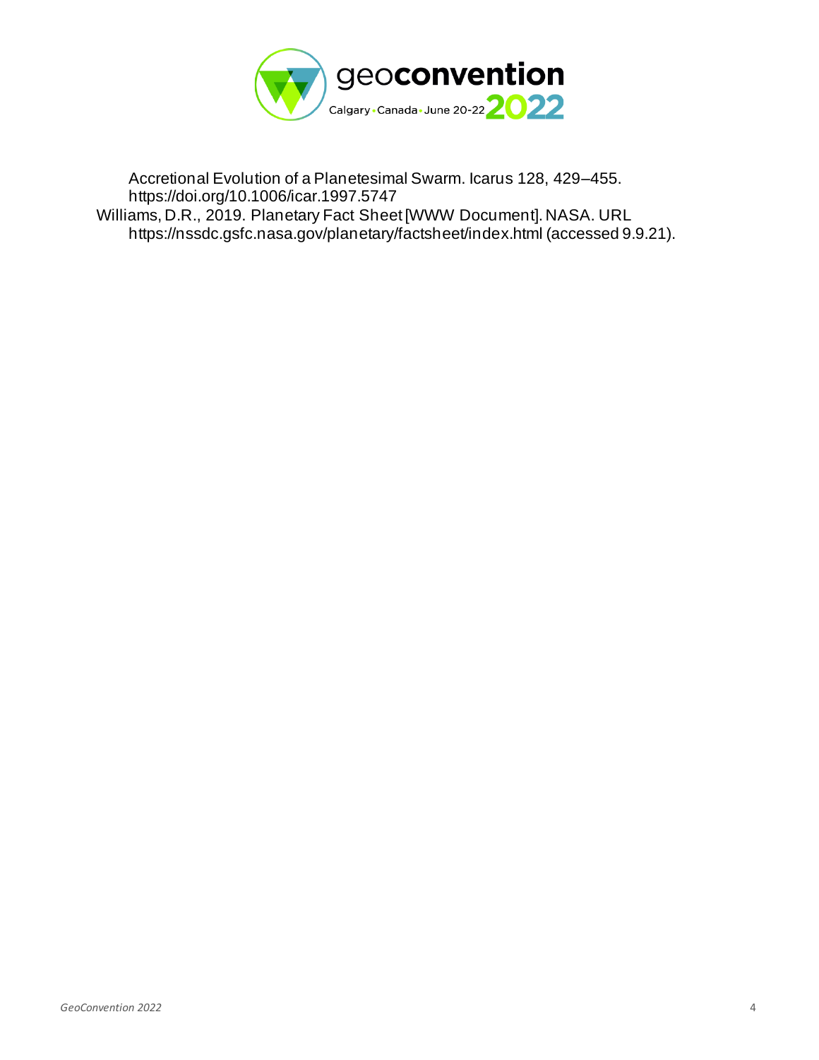Accretional Evolution of a Planetesimal Swarm. Icarus 128, 429–455. https://doi.org/10.1006/icar.1997.5747

Williams, D.R., 2019. Planetary Fact Sheet [WWW Document]. NASA. URL https://nssdc.gsfc.nasa.gov/planetary/factsheet/index.html (accessed 9.9.21).